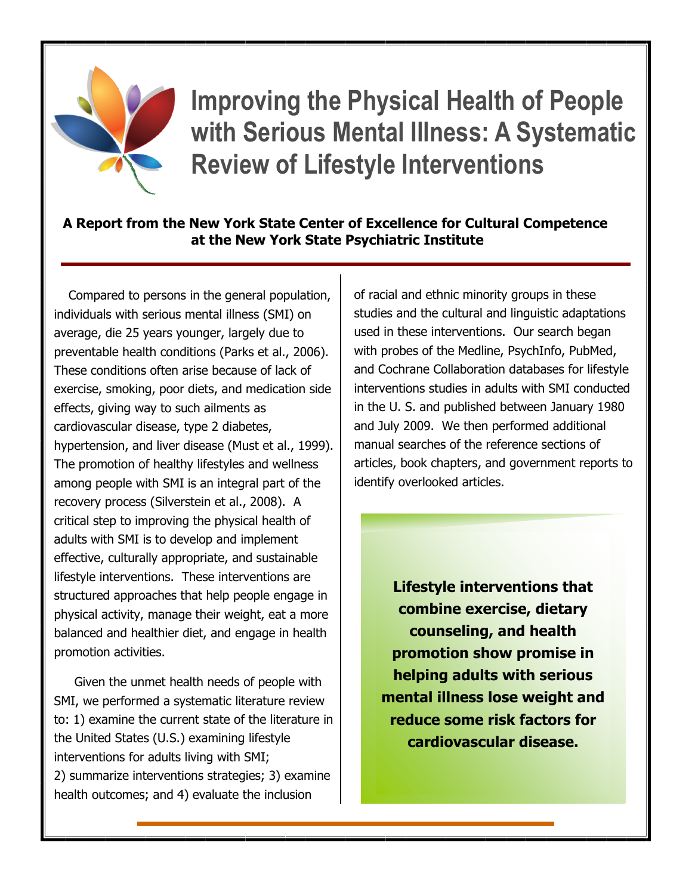# Improving the Physical Health of People with Serious Mental Illness: A Systematic Review of Lifestyle Interventions

**A Report from the New York State Center of Excellence for Cultural Competence at the New York State Psychiatric Institute**

Compared to persons in the general population, individuals with serious mental illness (SMI) on average, die 25 years younger, largely due to preventable health conditions (Parks et al., 2006). These conditions often arise because of lack of exercise, smoking, poor diets, and medication side effects, giving way to such ailments as cardiovascular disease, type 2 diabetes, hypertension, and liver disease (Must et al., 1999). The promotion of healthy lifestyles and wellness among people with SMI is an integral part of the recovery process (Silverstein et al., 2008). A critical step to improving the physical health of adults with SMI is to develop and implement effective, culturally appropriate, and sustainable lifestyle interventions. These interventions are structured approaches that help people engage in physical activity, manage their weight, eat a more balanced and healthier diet, and engage in health promotion activities.

Given the unmet health needs of people with SMI, we performed a systematic literature review to: 1) examine the current state of the literature in the United States (U.S.) examining lifestyle interventions for adults living with SMI; 2) summarize interventions strategies; 3) examine health outcomes; and 4) evaluate the inclusion of racial and ethnic minority groups in these studies and the cultural and linguistic adaptations used in these interventions. Our search began with probes of the Medline, PsychInfo, PubMed, and Cochrane Collaboration databases for lifestyle interventions studies in adults with SMI conducted in the U. S. and published between January 1980 and July 2009. We then performed additional manual searches of the reference sections of articles, book chapters, and government reports to identify overlooked articles.

**Lifestyle interventions that combine exercise, dietary counseling, and health promotion show promise in helping adults with serious mental illness lose weight and reduce some risk factors for cardiovascular disease.**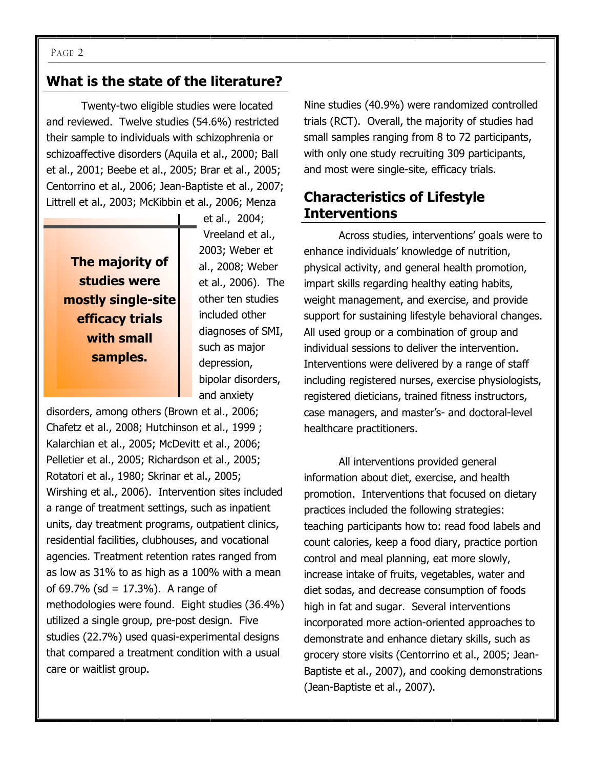## What is the state of the literature?

Twenty-two eligible studies were located and reviewed. Twelve studies (54.6%) restricted their sample to individuals with schizophrenia or schizoaffective disorders (Aquila et al., 2000; Ball et al., 2001; Beebe et al., 2005; Brar et al., 2005; Centorrino et al., 2006; Jean-Baptiste et al., 2007; Littrell et al., 2003; McKibbin et al., 2006; Menza et al., 2004; Vreeland et al., 2003; Weber et al., 2008; Weber et al., 2006). The other ten studies included other diagnoses of SMI, such as major depression, bipolar disorders, and anxiety disorders, among others (Brown et al., 2006; Chafetz et al., 2008; Hutchinson et al., 1999 ; Kalarchian et al., 2005; McDevitt et al., 2006; Pelletier et al., 2005; Richardson et al., 2005; Rotatori et al., 1980; Skrinar et al., 2005; Wirshing et al., 2006). Intervention sites included a range of treatment settings, such as inpatient units, day treatment programs, outpatient clinics, residential facilities, clubhouses, and vocational agencies. Treatment retention rates ranged from as low as 31% to as high as a 100% with a mean of 69.7% (sd = 17.3%). A range of methodologies were found. Eight studies (36.4%) utilized a single group, pre-post design. Five studies (22.7%) used quasi-experimental designs that compared a treatment condition with a usual care or waitlist group. Nine studies (40.9%) were randomized controlled trials (RCT). Overall, the majority of studies had small samples ranging from 8 to 72 participants, with only one study recruiting 309 participants, and most were single-site, efficacy trials.

**The majority of studies were mostly single-site efficacy trials with small samples.**

## Characteristics of Lifestyle Interventions

Across studies, interventions' goals were to enhance individuals' knowledge of nutrition, physical activity, and general health promotion, impart skills regarding healthy eating habits, weight management, and exercise, and provide support for sustaining lifestyle behavioral changes. All used group or a combination of group and individual sessions to deliver the intervention. Interventions were delivered by a range of staff including registered nurses, exercise physiologists, registered dieticians, trained fitness instructors, case managers, and master's- and doctoral-level healthcare practitioners.

All interventions provided general information about diet, exercise, and health promotion. Interventions that focused on dietary practices included the following strategies: teaching participants how to: read food labels and count calories, keep a food diary, practice portion control and meal planning, eat more slowly, increase intake of fruits, vegetables, water and diet sodas, and decrease consumption of foods high in fat and sugar. Several interventions incorporated more action-oriented approaches to demonstrate and enhance dietary skills, such as grocery store visits (Centorrino et al., 2005; Jean-Baptiste et al., 2007), and cooking demonstrations (Jean-Baptiste et al., 2007).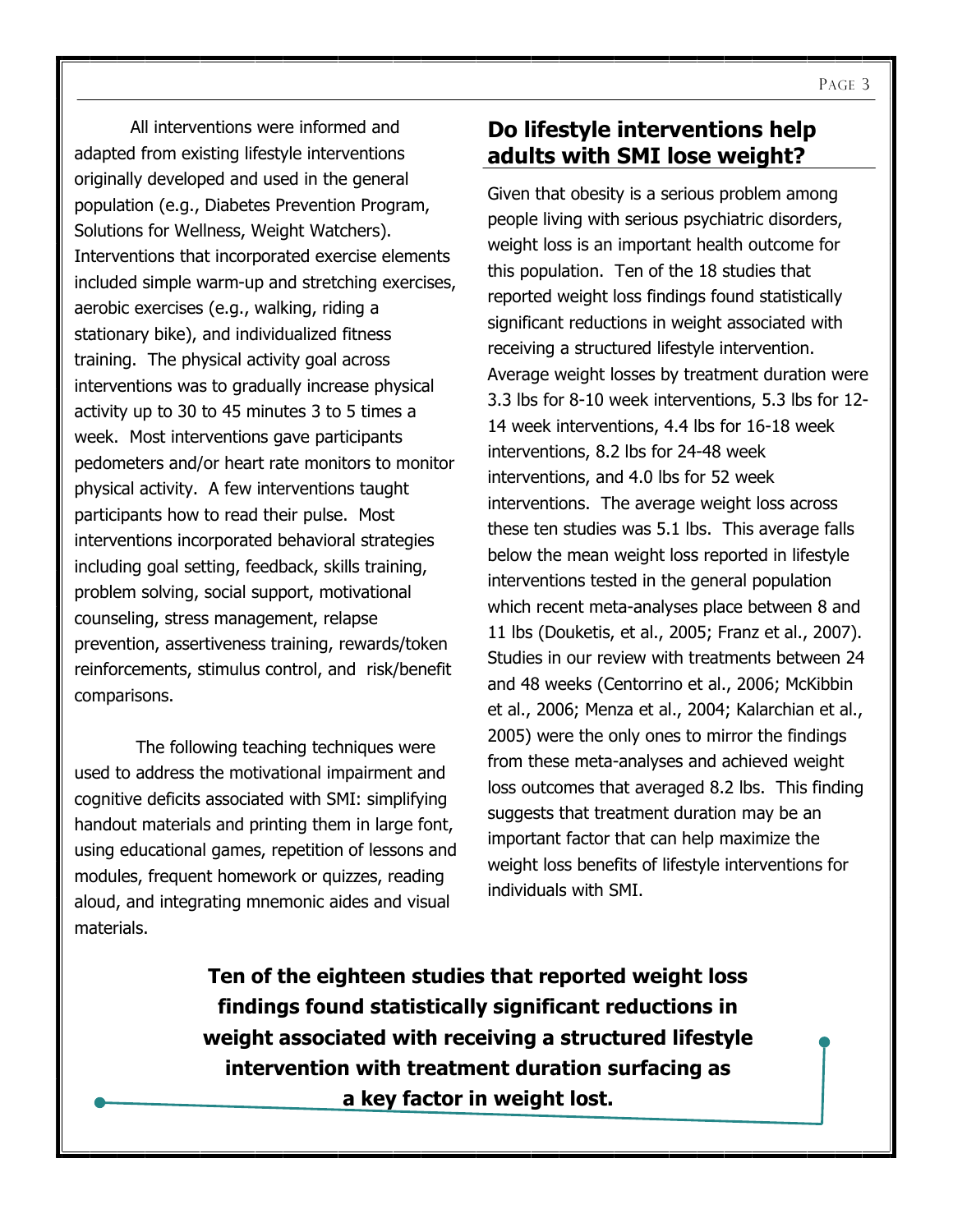All interventions were informed and adapted from existing lifestyle interventions originally developed and used in the general population (e.g., Diabetes Prevention Program, Solutions for Wellness, Weight Watchers). Interventions that incorporated exercise elements included simple warm-up and stretching exercises, aerobic exercises (e.g., walking, riding a stationary bike), and individualized fitness training. The physical activity goal across interventions was to gradually increase physical activity up to 30 to 45 minutes 3 to 5 times a week. Most interventions gave participants pedometers and/or heart rate monitors to monitor physical activity. A few interventions taught participants how to read their pulse. Most interventions incorporated behavioral strategies including goal setting, feedback, skills training, problem solving, social support, motivational counseling, stress management, relapse prevention, assertiveness training, rewards/token reinforcements, stimulus control, and risk/benefit comparisons.

The following teaching techniques were used to address the motivational impairment and cognitive deficits associated with SMI: simplifying handout materials and printing them in large font, using educational games, repetition of lessons and modules, frequent homework or quizzes, reading aloud, and integrating mnemonic aides and visual materials.

## Do lifestyle interventions help adults with SMI lose weight?

Given that obesity is a serious problem among people living with serious psychiatric disorders, weight loss is an important health outcome for this population. Ten of the 18 studies that reported weight loss findings found statistically significant reductions in weight associated with receiving a structured lifestyle intervention. Average weight losses by treatment duration were 3.3 lbs for 8-10 week interventions, 5.3 lbs for 12-14 week interventions, 4.4 lbs for 16-18 week interventions, 8.2 lbs for 24-48 week interventions, and 4.0 lbs for 52 week interventions. The average weight loss across these ten studies was 5.1 lbs. This average falls below the mean weight loss reported in lifestyle interventions tested in the general population which recent meta-analyses place between 8 and 11 lbs (Douketis, et al., 2005; Franz et al., 2007). Studies in our review with treatments between 24 and 48 weeks (Centorrino et al., 2006; McKibbin et al., 2006; Menza et al., 2004; Kalarchian et al., 2005) were the only ones to mirror the findings from these meta-analyses and achieved weight loss outcomes that averaged 8.2 lbs. This finding suggests that treatment duration may be an important factor that can help maximize the weight loss benefits of lifestyle interventions for individuals with SMI.

**Ten of the eighteen studies that reported weight loss findings found statistically significant reductions in weight associated with receiving a structured lifestyle intervention with treatment duration surfacing as a key factor in weight lost.**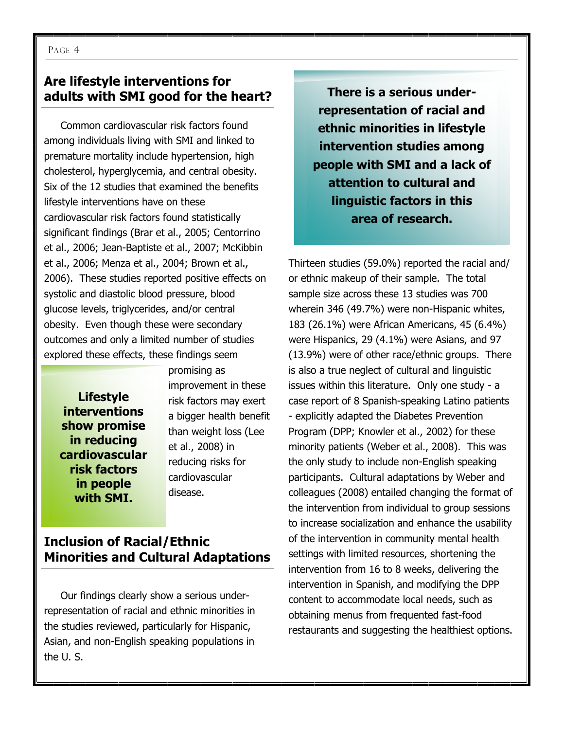## Are lifestyle interventions for adults with SMI good for the heart?

Common cardiovascular risk factors found among individuals living with SMI and linked to premature mortality include hypertension, high cholesterol, hyperglycemia, and central obesity. Six of the 12 studies that examined the benefits lifestyle interventions have on these cardiovascular risk factors found statistically significant findings (Brar et al., 2005; Centorrino et al., 2006; Jean-Baptiste et al., 2007; McKibbin et al., 2006; Menza et al., 2004; Brown et al., 2006). These studies reported positive effects on systolic and diastolic blood pressure, blood glucose levels, triglycerides, and/or central obesity. Even though these were secondary outcomes and only a limited number of studies explored these effects, these findings seem promising as improvement in these risk factors may exert a bigger health benefit than weight loss (Lee et al., 2008) in reducing risks for cardiovascular disease.

**Lifestyle interventions show promise in reducing cardiovascular risk factors in people with SMI.**

## Inclusion of Racial/Ethnic Minorities and Cultural Adaptations

Our findings clearly show a serious under-representation of racial and ethnic minorities in the studies reviewed, particularly for Hispanic, Asian, and non-English speaking populations in the U. S.

**There is a serious under-representation of racial and ethnic minorities in lifestyle intervention studies among people with SMI and a lack of attention to cultural and linguistic factors in this area of research.**

Thirteen studies (59.0%) reported the racial and/or ethnic makeup of their sample. The total sample size across these 13 studies was 700 wherein 346 (49.7%) were non-Hispanic whites, 183 (26.1%) were African Americans, 45 (6.4%) were Hispanics, 29 (4.1%) were Asians, and 97 (13.9%) were of other race/ethnic groups. There is also a true neglect of cultural and linguistic issues within this literature. Only one study - a case report of 8 Spanish-speaking Latino patients - explicitly adapted the Diabetes Prevention Program (DPP; Knowler et al., 2002) for these minority patients (Weber et al., 2008). This was the only study to include non-English speaking participants. Cultural adaptations by Weber and colleagues (2008) entailed changing the format of the intervention from individual to group sessions to increase socialization and enhance the usability of the intervention in community mental health settings with limited resources, shortening the intervention from 16 to 8 weeks, delivering the intervention in Spanish, and modifying the DPP content to accommodate local needs, such as obtaining menus from frequented fast-food restaurants and suggesting the healthiest options.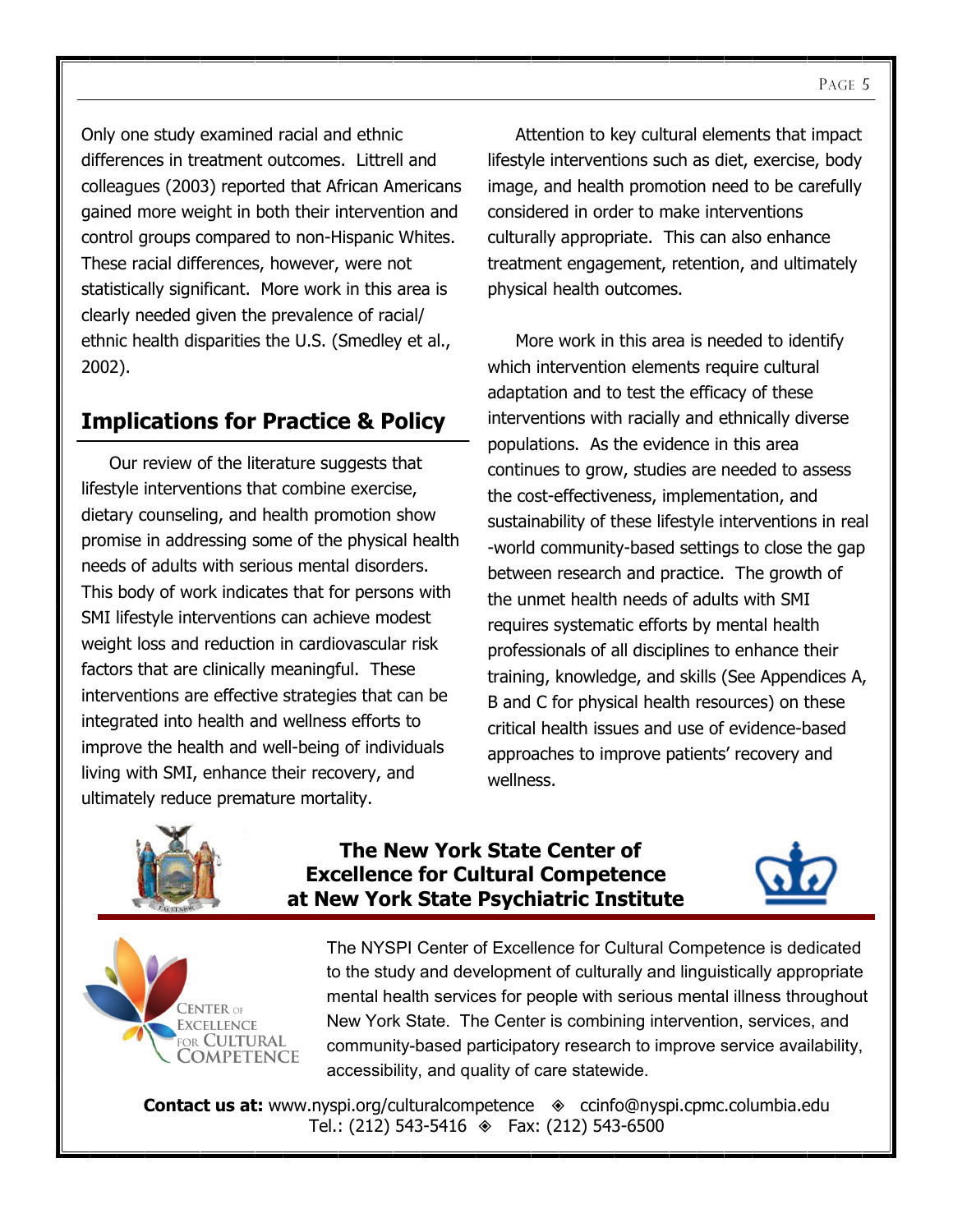Only one study examined racial and ethnic differences in treatment outcomes. Littrell and colleagues (2003) reported that African Americans gained more weight in both their intervention and control groups compared to non-Hispanic Whites. These racial differences, however, were not statistically significant. More work in this area is clearly needed given the prevalence of racial/ ethnic health disparities the U.S. (Smedley et al., 2002).

## Implications for Practice & Policy

Our review of the literature suggests that lifestyle interventions that combine exercise, dietary counseling, and health promotion show promise in addressing some of the physical health needs of adults with serious mental disorders. This body of work indicates that for persons with SMI lifestyle interventions can achieve modest weight loss and reduction in cardiovascular risk factors that are clinically meaningful. These interventions are effective strategies that can be integrated into health and wellness efforts to improve the health and well-being of individuals living with SMI, enhance their recovery, and ultimately reduce premature mortality.

Attention to key cultural elements that impact lifestyle interventions such as diet, exercise, body image, and health promotion need to be carefully considered in order to make interventions culturally appropriate. This can also enhance treatment engagement, retention, and ultimately physical health outcomes.

More work in this area is needed to identify which intervention elements require cultural adaptation and to test the efficacy of these interventions with racially and ethnically diverse populations. As the evidence in this area continues to grow, studies are needed to assess the cost-effectiveness, implementation, and sustainability of these lifestyle interventions in real-world community-based settings to close the gap between research and practice. The growth of the unmet health needs of adults with SMI requires systematic efforts by mental health professionals of all disciplines to enhance their training, knowledge, and skills (See Appendices A, B and C for physical health resources) on these critical health issues and use of evidence-based approaches to improve patients' recovery and wellness.

**The New York State Center of Excellence for Cultural Competence at New York State Psychiatric Institute**

Center of Excellence for Cultural Competence

The NYSPI Center of Excellence for Cultural Competence is dedicated to the study and development of culturally and linguistically appropriate mental health services for people with serious mental illness throughout New York State. The Center is combining intervention, services, and community-based participatory research to improve service availability, accessibility, and quality of care statewide.

**Contact us at:** www.nyspi.org/culturalcompetence ◈ ccinfo@nyspi.cpmc.columbia.edu
Tel.: (212) 543-5416 ◈ Fax: (212) 543-6500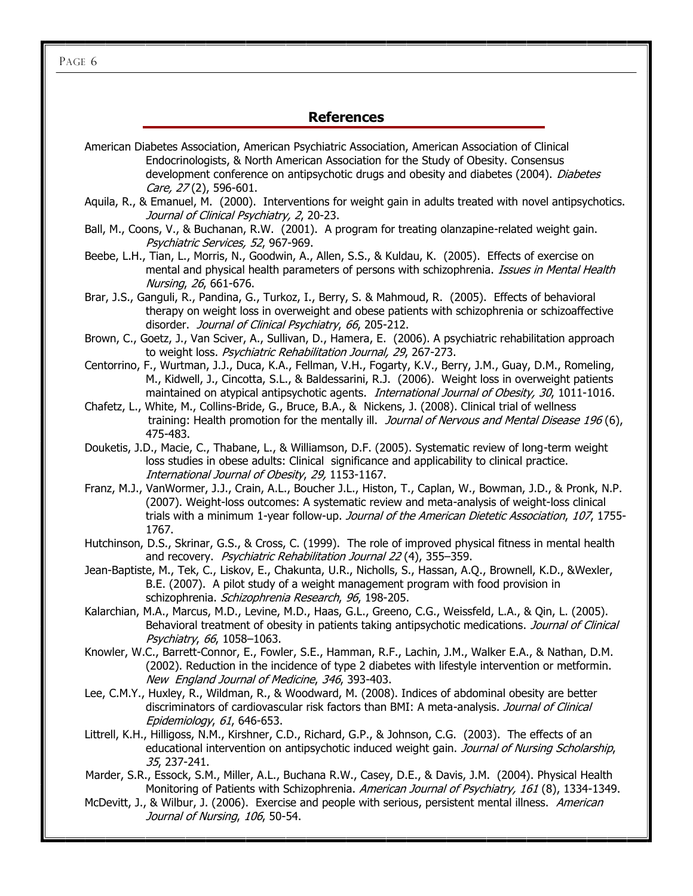## References

American Diabetes Association, American Psychiatric Association, American Association of Clinical Endocrinologists, & North American Association for the Study of Obesity. Consensus development conference on antipsychotic drugs and obesity and diabetes (2004). *Diabetes Care, 27* (2), 596-601.

Aquila, R., & Emanuel, M. (2000). Interventions for weight gain in adults treated with novel antipsychotics. *Journal of Clinical Psychiatry, 2*, 20-23.

Ball, M., Coons, V., & Buchanan, R.W. (2001). A program for treating olanzapine-related weight gain. *Psychiatric Services, 52*, 967-969.

Beebe, L.H., Tian, L., Morris, N., Goodwin, A., Allen, S.S., & Kuldau, K. (2005). Effects of exercise on mental and physical health parameters of persons with schizophrenia. *Issues in Mental Health Nursing*, *26*, 661-676.

Brar, J.S., Ganguli, R., Pandina, G., Turkoz, I., Berry, S. & Mahmoud, R. (2005). Effects of behavioral therapy on weight loss in overweight and obese patients with schizophrenia or schizoaffective disorder. *Journal of Clinical Psychiatry*, *66*, 205-212.

Brown, C., Goetz, J., Van Sciver, A., Sullivan, D., Hamera, E. (2006). A psychiatric rehabilitation approach to weight loss. *Psychiatric Rehabilitation Journal, 29*, 267-273.

Centorrino, F., Wurtman, J.J., Duca, K.A., Fellman, V.H., Fogarty, K.V., Berry, J.M., Guay, D.M., Romeling, M., Kidwell, J., Cincotta, S.L., & Baldessarini, R.J. (2006). Weight loss in overweight patients maintained on atypical antipsychotic agents. *International Journal of Obesity, 30*, 1011-1016.

Chafetz, L., White, M., Collins-Bride, G., Bruce, B.A., & Nickens, J. (2008). Clinical trial of wellness training: Health promotion for the mentally ill. *Journal of Nervous and Mental Disease 196* (6), 475-483.

Douketis, J.D., Macie, C., Thabane, L., & Williamson, D.F. (2005). Systematic review of long-term weight loss studies in obese adults: Clinical significance and applicability to clinical practice. *International Journal of Obesity*, *29,* 1153-1167.

Franz, M.J., VanWormer, J.J., Crain, A.L., Boucher J.L., Histon, T., Caplan, W., Bowman, J.D., & Pronk, N.P. (2007). Weight-loss outcomes: A systematic review and meta-analysis of weight-loss clinical trials with a minimum 1-year follow-up. *Journal of the American Dietetic Association*, *107*, 1755-1767.

Hutchinson, D.S., Skrinar, G.S., & Cross, C. (1999). The role of improved physical fitness in mental health and recovery. *Psychiatric Rehabilitation Journal 22* (4), 355–359.

Jean-Baptiste, M., Tek, C., Liskov, E., Chakunta, U.R., Nicholls, S., Hassan, A.Q., Brownell, K.D., &Wexler, B.E. (2007). A pilot study of a weight management program with food provision in schizophrenia. *Schizophrenia Research*, *96*, 198-205.

Kalarchian, M.A., Marcus, M.D., Levine, M.D., Haas, G.L., Greeno, C.G., Weissfeld, L.A., & Qin, L. (2005). Behavioral treatment of obesity in patients taking antipsychotic medications. *Journal of Clinical Psychiatry*, *66*, 1058–1063.

Knowler, W.C., Barrett-Connor, E., Fowler, S.E., Hamman, R.F., Lachin, J.M., Walker E.A., & Nathan, D.M. (2002). Reduction in the incidence of type 2 diabetes with lifestyle intervention or metformin. *New England Journal of Medicine*, *346*, 393-403.

Lee, C.M.Y., Huxley, R., Wildman, R., & Woodward, M. (2008). Indices of abdominal obesity are better discriminators of cardiovascular risk factors than BMI: A meta-analysis. *Journal of Clinical Epidemiology*, *61*, 646-653.

Littrell, K.H., Hilligoss, N.M., Kirshner, C.D., Richard, G.P., & Johnson, C.G. (2003). The effects of an educational intervention on antipsychotic induced weight gain. *Journal of Nursing Scholarship*, *35*, 237-241.

Marder, S.R., Essock, S.M., Miller, A.L., Buchana R.W., Casey, D.E., & Davis, J.M. (2004). Physical Health Monitoring of Patients with Schizophrenia. *American Journal of Psychiatry, 161* (8), 1334-1349.

McDevitt, J., & Wilbur, J. (2006). Exercise and people with serious, persistent mental illness. *American Journal of Nursing*, *106*, 50-54.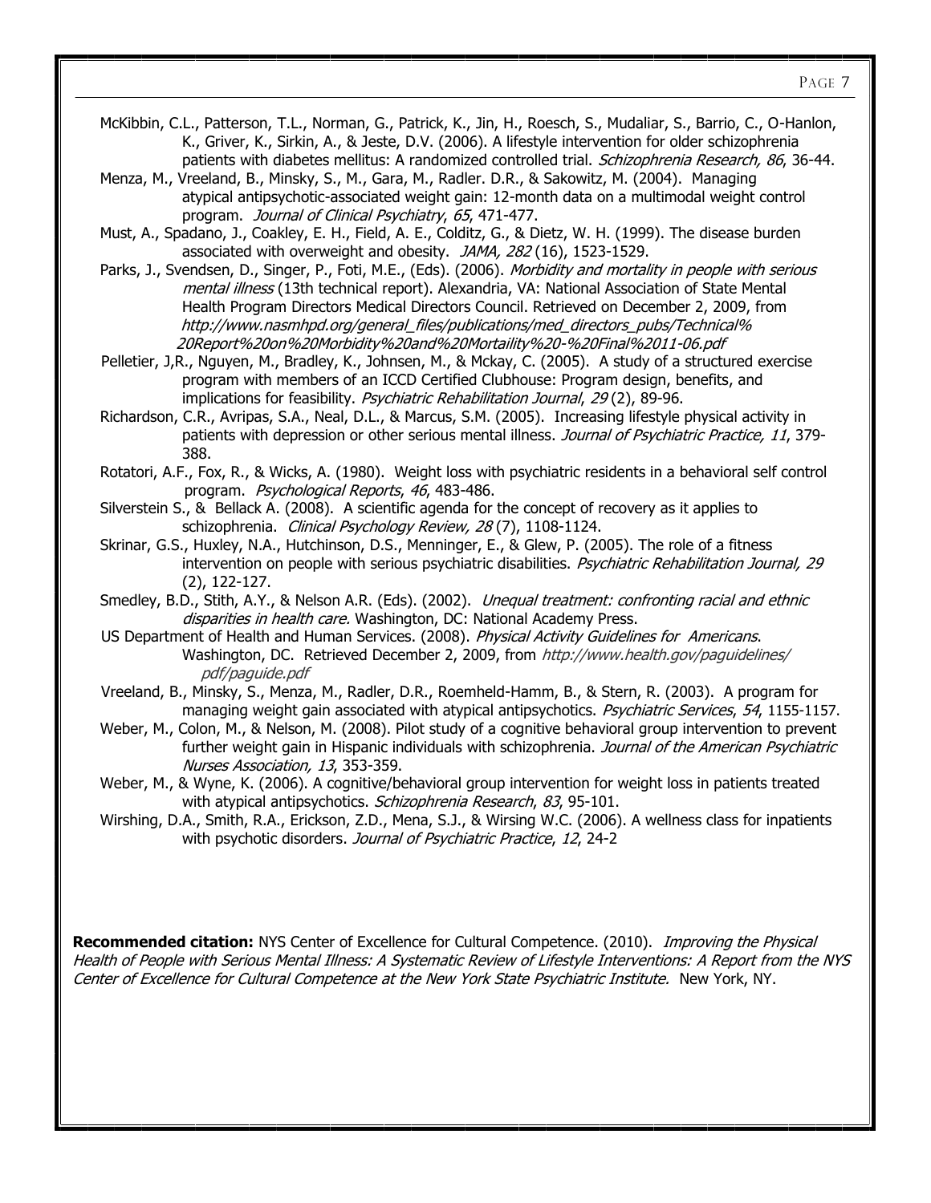McKibbin, C.L., Patterson, T.L., Norman, G., Patrick, K., Jin, H., Roesch, S., Mudaliar, S., Barrio, C., O-Hanlon, K., Griver, K., Sirkin, A., & Jeste, D.V. (2006). A lifestyle intervention for older schizophrenia patients with diabetes mellitus: A randomized controlled trial. *Schizophrenia Research, 86*, 36-44.

Menza, M., Vreeland, B., Minsky, S., M., Gara, M., Radler. D.R., & Sakowitz, M. (2004). Managing atypical antipsychotic-associated weight gain: 12-month data on a multimodal weight control program. *Journal of Clinical Psychiatry*, *65*, 471-477.

Must, A., Spadano, J., Coakley, E. H., Field, A. E., Colditz, G., & Dietz, W. H. (1999). The disease burden associated with overweight and obesity. *JAMA, 282* (16), 1523-1529.

Parks, J., Svendsen, D., Singer, P., Foti, M.E., (Eds). (2006). *Morbidity and mortality in people with serious mental illness* (13th technical report). Alexandria, VA: National Association of State Mental Health Program Directors Medical Directors Council. Retrieved on December 2, 2009, from *http://www.nasmhpd.org/general_files/publications/med_directors_pubs/Technical%20Report%20on%20Morbidity%20and%20Mortaility%20-%20Final%2011-06.pdf*

Pelletier, J,R., Nguyen, M., Bradley, K., Johnsen, M., & Mckay, C. (2005). A study of a structured exercise program with members of an ICCD Certified Clubhouse: Program design, benefits, and implications for feasibility. *Psychiatric Rehabilitation Journal*, *29* (2), 89-96.

Richardson, C.R., Avripas, S.A., Neal, D.L., & Marcus, S.M. (2005). Increasing lifestyle physical activity in patients with depression or other serious mental illness. *Journal of Psychiatric Practice, 11*, 379-388.

Rotatori, A.F., Fox, R., & Wicks, A. (1980). Weight loss with psychiatric residents in a behavioral self control program. *Psychological Reports*, *46*, 483-486.

Silverstein S., & Bellack A. (2008). A scientific agenda for the concept of recovery as it applies to schizophrenia. *Clinical Psychology Review, 28* (7), 1108-1124.

Skrinar, G.S., Huxley, N.A., Hutchinson, D.S., Menninger, E., & Glew, P. (2005). The role of a fitness intervention on people with serious psychiatric disabilities. *Psychiatric Rehabilitation Journal, 29* (2), 122-127.

Smedley, B.D., Stith, A.Y., & Nelson A.R. (Eds). (2002). *Unequal treatment: confronting racial and ethnic disparities in health care.* Washington, DC: National Academy Press.

US Department of Health and Human Services. (2008). *Physical Activity Guidelines for Americans*. Washington, DC. Retrieved December 2, 2009, from *http://www.health.gov/paguidelines/pdf/paguide.pdf*

Vreeland, B., Minsky, S., Menza, M., Radler, D.R., Roemheld-Hamm, B., & Stern, R. (2003). A program for managing weight gain associated with atypical antipsychotics. *Psychiatric Services*, *54*, 1155-1157.

Weber, M., Colon, M., & Nelson, M. (2008). Pilot study of a cognitive behavioral group intervention to prevent further weight gain in Hispanic individuals with schizophrenia. *Journal of the American Psychiatric Nurses Association, 13*, 353-359.

Weber, M., & Wyne, K. (2006). A cognitive/behavioral group intervention for weight loss in patients treated with atypical antipsychotics. *Schizophrenia Research*, *83*, 95-101.

Wirshing, D.A., Smith, R.A., Erickson, Z.D., Mena, S.J., & Wirsing W.C. (2006). A wellness class for inpatients with psychotic disorders. *Journal of Psychiatric Practice*, *12*, 24-2

**Recommended citation:** NYS Center of Excellence for Cultural Competence. (2010). *Improving the Physical Health of People with Serious Mental Illness: A Systematic Review of Lifestyle Interventions: A Report from the NYS Center of Excellence for Cultural Competence at the New York State Psychiatric Institute.* New York, NY.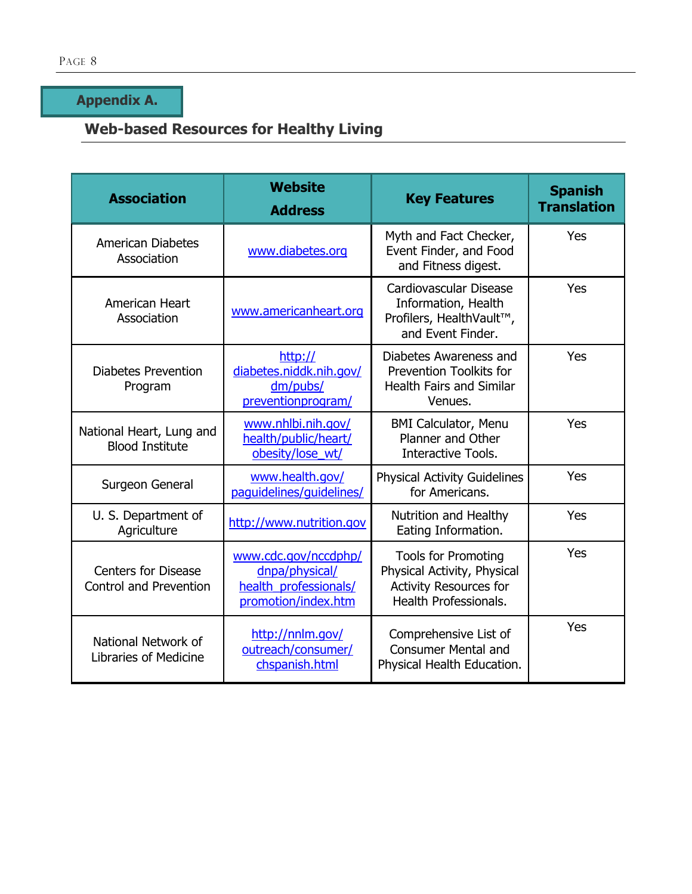## Appendix A.

### Web-based Resources for Healthy Living

| Association | Website Address | Key Features | Spanish Translation |
|---|---|---|---|
| American Diabetes Association | www.diabetes.org | Myth and Fact Checker, Event Finder, and Food and Fitness digest. | Yes |
| American Heart Association | www.americanheart.org | Cardiovascular Disease Information, Health Profilers, HealthVault™, and Event Finder. | Yes |
| Diabetes Prevention Program | http://diabetes.niddk.nih.gov/dm/pubs/preventionprogram/ | Diabetes Awareness and Prevention Toolkits for Health Fairs and Similar Venues. | Yes |
| National Heart, Lung and Blood Institute | www.nhlbi.nih.gov/health/public/heart/obesity/lose_wt/ | BMI Calculator, Menu Planner and Other Interactive Tools. | Yes |
| Surgeon General | www.health.gov/paguidelines/guidelines/ | Physical Activity Guidelines for Americans. | Yes |
| U. S. Department of Agriculture | http://www.nutrition.gov | Nutrition and Healthy Eating Information. | Yes |
| Centers for Disease Control and Prevention | www.cdc.gov/nccdphp/dnpa/physical/health_professionals/promotion/index.htm | Tools for Promoting Physical Activity, Physical Activity Resources for Health Professionals. | Yes |
| National Network of Libraries of Medicine | http://nnlm.gov/outreach/consumer/chspanish.html | Comprehensive List of Consumer Mental and Physical Health Education. | Yes |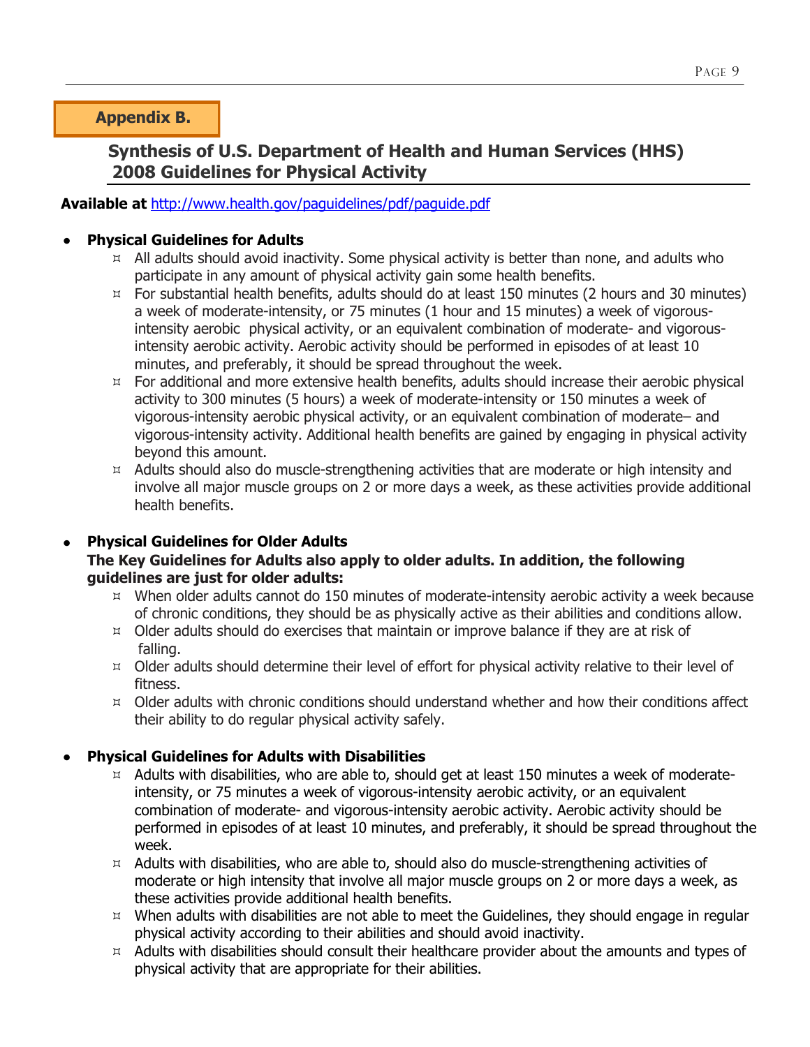## Appendix B.

### Synthesis of U.S. Department of Health and Human Services (HHS) 2008 Guidelines for Physical Activity

**Available at** http://www.health.gov/paguidelines/pdf/paguide.pdf

- **Physical Guidelines for Adults**
  - All adults should avoid inactivity. Some physical activity is better than none, and adults who participate in any amount of physical activity gain some health benefits.
  - For substantial health benefits, adults should do at least 150 minutes (2 hours and 30 minutes) a week of moderate-intensity, or 75 minutes (1 hour and 15 minutes) a week of vigorous-intensity aerobic physical activity, or an equivalent combination of moderate- and vigorous-intensity aerobic activity. Aerobic activity should be performed in episodes of at least 10 minutes, and preferably, it should be spread throughout the week.
  - For additional and more extensive health benefits, adults should increase their aerobic physical activity to 300 minutes (5 hours) a week of moderate-intensity or 150 minutes a week of vigorous-intensity aerobic physical activity, or an equivalent combination of moderate– and vigorous-intensity activity. Additional health benefits are gained by engaging in physical activity beyond this amount.
  - Adults should also do muscle-strengthening activities that are moderate or high intensity and involve all major muscle groups on 2 or more days a week, as these activities provide additional health benefits.

- **Physical Guidelines for Older Adults**
  **The Key Guidelines for Adults also apply to older adults. In addition, the following guidelines are just for older adults:**
  - When older adults cannot do 150 minutes of moderate-intensity aerobic activity a week because of chronic conditions, they should be as physically active as their abilities and conditions allow.
  - Older adults should do exercises that maintain or improve balance if they are at risk of falling.
  - Older adults should determine their level of effort for physical activity relative to their level of fitness.
  - Older adults with chronic conditions should understand whether and how their conditions affect their ability to do regular physical activity safely.

- **Physical Guidelines for Adults with Disabilities**
  - Adults with disabilities, who are able to, should get at least 150 minutes a week of moderate-intensity, or 75 minutes a week of vigorous-intensity aerobic activity, or an equivalent combination of moderate- and vigorous-intensity aerobic activity. Aerobic activity should be performed in episodes of at least 10 minutes, and preferably, it should be spread throughout the week.
  - Adults with disabilities, who are able to, should also do muscle-strengthening activities of moderate or high intensity that involve all major muscle groups on 2 or more days a week, as these activities provide additional health benefits.
  - When adults with disabilities are not able to meet the Guidelines, they should engage in regular physical activity according to their abilities and should avoid inactivity.
  - Adults with disabilities should consult their healthcare provider about the amounts and types of physical activity that are appropriate for their abilities.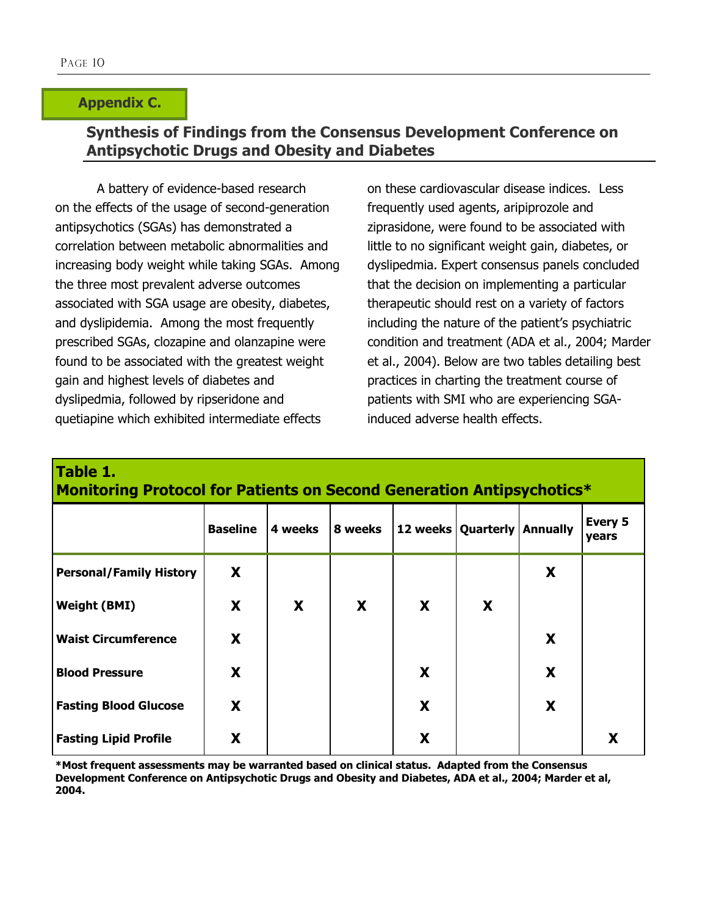## Appendix C.

### Synthesis of Findings from the Consensus Development Conference on Antipsychotic Drugs and Obesity and Diabetes

A battery of evidence-based research on the effects of the usage of second-generation antipsychotics (SGAs) has demonstrated a correlation between metabolic abnormalities and increasing body weight while taking SGAs. Among the three most prevalent adverse outcomes associated with SGA usage are obesity, diabetes, and dyslipidemia. Among the most frequently prescribed SGAs, clozapine and olanzapine were found to be associated with the greatest weight gain and highest levels of diabetes and dyslipedmia, followed by ripseridone and quetiapine which exhibited intermediate effects on these cardiovascular disease indices. Less frequently used agents, aripiprozole and ziprasidone, were found to be associated with little to no significant weight gain, diabetes, or dyslipedmia. Expert consensus panels concluded that the decision on implementing a particular therapeutic should rest on a variety of factors including the nature of the patient's psychiatric condition and treatment (ADA et al., 2004; Marder et al., 2004). Below are two tables detailing best practices in charting the treatment course of patients with SMI who are experiencing SGA-induced adverse health effects.

**Table 1.**
**Monitoring Protocol for Patients on Second Generation Antipsychotics***

| | Baseline | 4 weeks | 8 weeks | 12 weeks | Quarterly | Annually | Every 5 years |
|---|---|---|---|---|---|---|---|
| **Personal/Family History** | X | | | | | X | |
| **Weight (BMI)** | X | X | X | X | X | | |
| **Waist Circumference** | X | | | | | X | |
| **Blood Pressure** | X | | | X | | X | |
| **Fasting Blood Glucose** | X | | | X | | X | |
| **Fasting Lipid Profile** | X | | | X | | | X |

***Most frequent assessments may be warranted based on clinical status. Adapted from the Consensus Development Conference on Antipsychotic Drugs and Obesity and Diabetes, ADA et al., 2004; Marder et al, 2004.**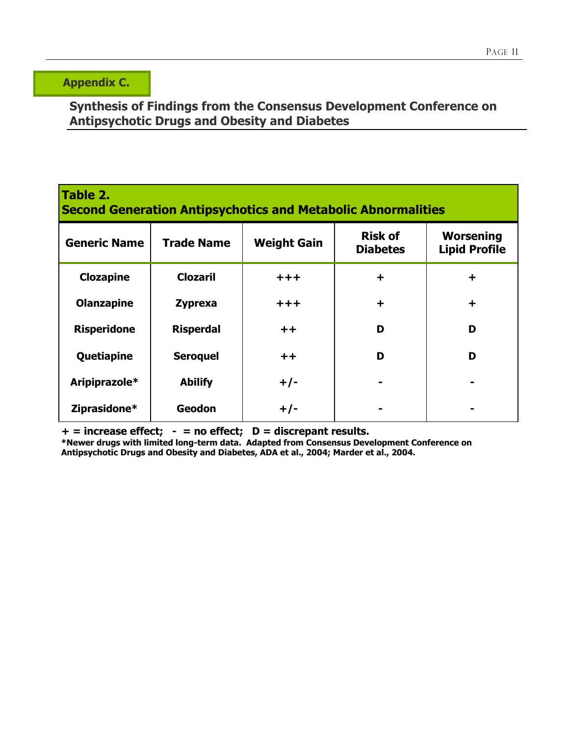## Appendix C.

### Synthesis of Findings from the Consensus Development Conference on Antipsychotic Drugs and Obesity and Diabetes

**Table 2.**
**Second Generation Antipsychotics and Metabolic Abnormalities**

| Generic Name | Trade Name | Weight Gain | Risk of Diabetes | Worsening Lipid Profile |
|---|---|---|---|---|
| Clozapine | Clozaril | +++ | + | + |
| Olanzapine | Zyprexa | +++ | + | + |
| Risperidone | Risperdal | ++ | D | D |
| Quetiapine | Seroquel | ++ | D | D |
| Aripiprazole* | Abilify | +/- | - | - |
| Ziprasidone* | Geodon | +/- | - | - |

**+ = increase effect; - = no effect; D = discrepant results.**

**\*Newer drugs with limited long-term data. Adapted from Consensus Development Conference on Antipsychotic Drugs and Obesity and Diabetes, ADA et al., 2004; Marder et al., 2004.**